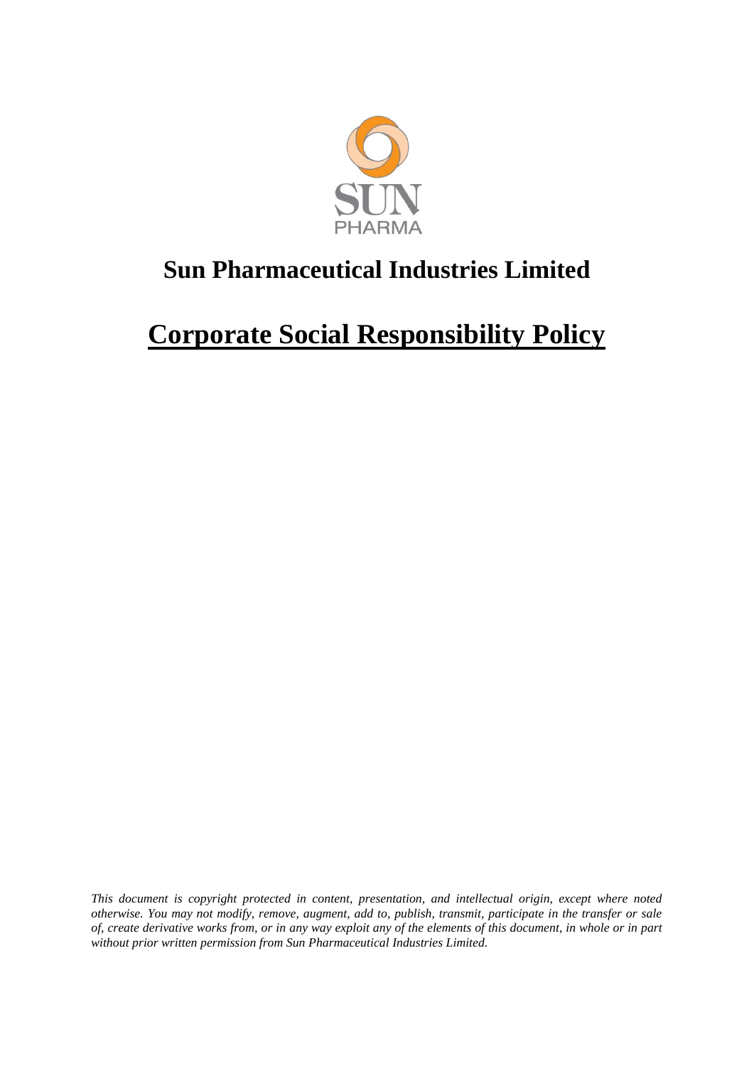SUN

PHARMA

# Sun Pharmaceutical Industries Limited

# Corporate Social Responsibility Policy

*This document is copyright protected in content, presentation, and intellectual origin, except where noted otherwise. You may not modify, remove, augment, add to, publish, transmit, participate in the transfer or sale of, create derivative works from, or in any way exploit any of the elements of this document, in whole or in part without prior written permission from Sun Pharmaceutical Industries Limited.*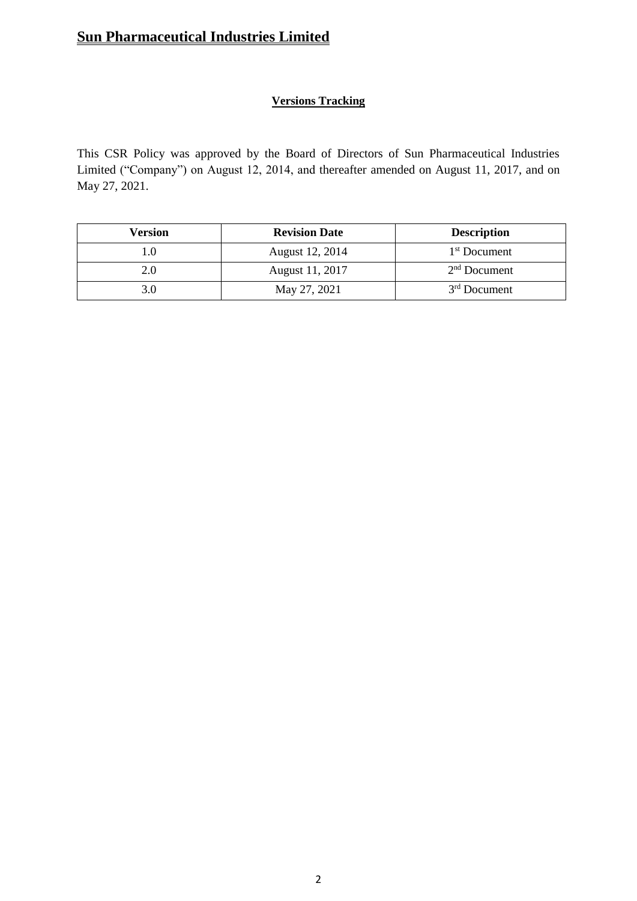# Sun Pharmaceutical Industries Limited

## Versions Tracking

This CSR Policy was approved by the Board of Directors of Sun Pharmaceutical Industries Limited ("Company") on August 12, 2014, and thereafter amended on August 11, 2017, and on May 27, 2021.

| Version | Revision Date | Description |
|---|---|---|
| 1.0 | August 12, 2014 | 1st Document |
| 2.0 | August 11, 2017 | 2nd Document |
| 3.0 | May 27, 2021 | 3rd Document |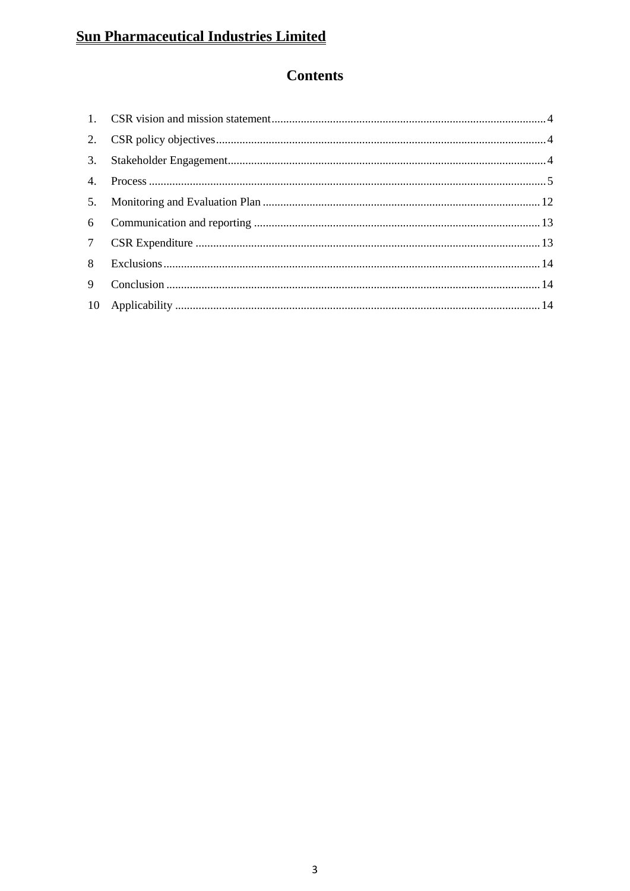**Sun Pharmaceutical Industries Limited**

# Contents

| | | |
|---|---|---|
| 1. | CSR vision and mission statement | 4 |
| 2. | CSR policy objectives | 4 |
| 3. | Stakeholder Engagement | 4 |
| 4. | Process | 5 |
| 5. | Monitoring and Evaluation Plan | 12 |
| 6 | Communication and reporting | 13 |
| 7 | CSR Expenditure | 13 |
| 8 | Exclusions | 14 |
| 9 | Conclusion | 14 |
| 10 | Applicability | 14 |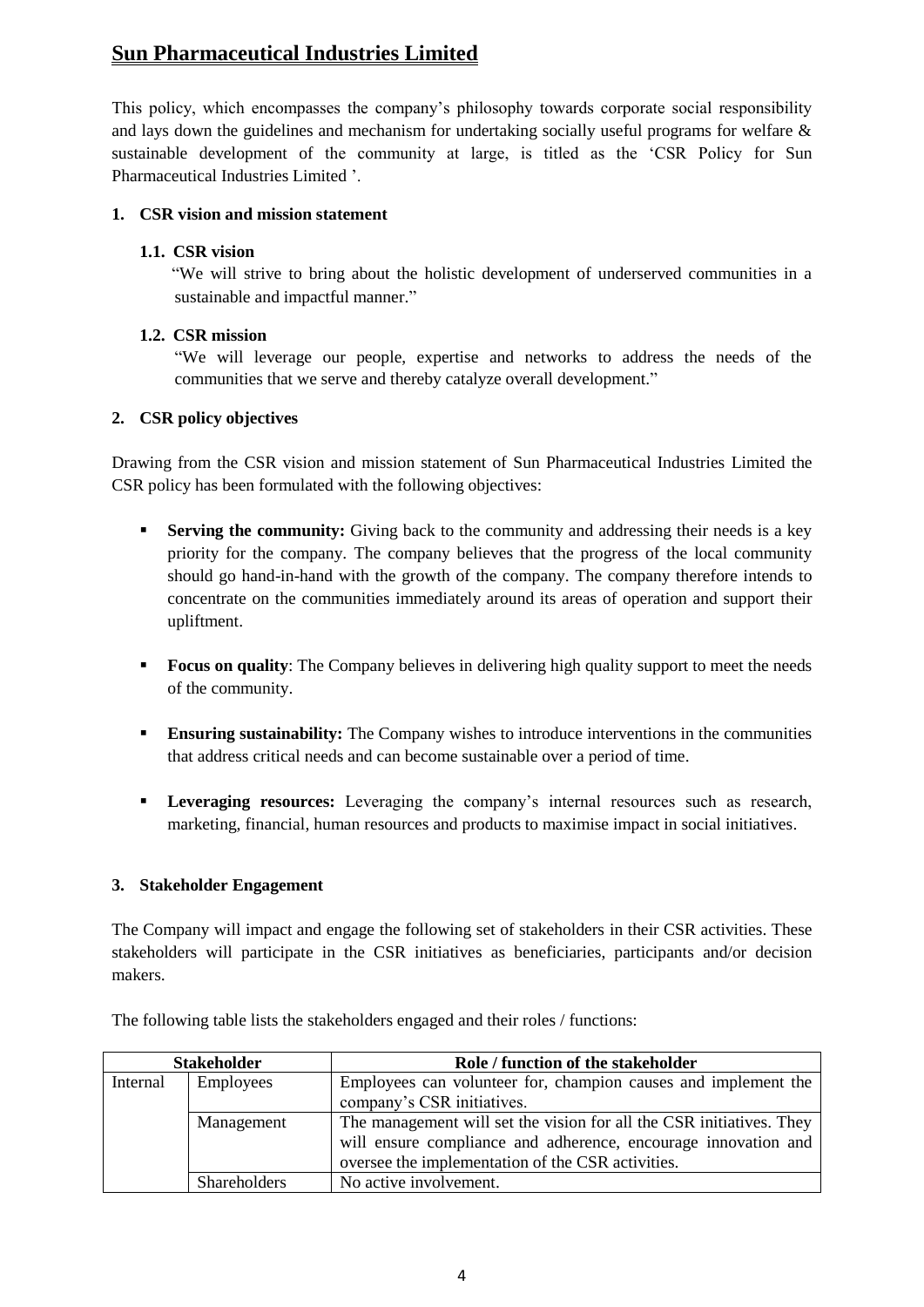# Sun Pharmaceutical Industries Limited

This policy, which encompasses the company's philosophy towards corporate social responsibility and lays down the guidelines and mechanism for undertaking socially useful programs for welfare & sustainable development of the community at large, is titled as the 'CSR Policy for Sun Pharmaceutical Industries Limited '.

## 1. CSR vision and mission statement

### 1.1. CSR vision

"We will strive to bring about the holistic development of underserved communities in a sustainable and impactful manner."

### 1.2. CSR mission

"We will leverage our people, expertise and networks to address the needs of the communities that we serve and thereby catalyze overall development."

## 2. CSR policy objectives

Drawing from the CSR vision and mission statement of Sun Pharmaceutical Industries Limited the CSR policy has been formulated with the following objectives:

- **Serving the community:** Giving back to the community and addressing their needs is a key priority for the company. The company believes that the progress of the local community should go hand-in-hand with the growth of the company. The company therefore intends to concentrate on the communities immediately around its areas of operation and support their upliftment.
- **Focus on quality**: The Company believes in delivering high quality support to meet the needs of the community.
- **Ensuring sustainability:** The Company wishes to introduce interventions in the communities that address critical needs and can become sustainable over a period of time.
- **Leveraging resources:** Leveraging the company's internal resources such as research, marketing, financial, human resources and products to maximise impact in social initiatives.

## 3. Stakeholder Engagement

The Company will impact and engage the following set of stakeholders in their CSR activities. These stakeholders will participate in the CSR initiatives as beneficiaries, participants and/or decision makers.

The following table lists the stakeholders engaged and their roles / functions:

| Stakeholder | | Role / function of the stakeholder |
|---|---|---|
| Internal | Employees | Employees can volunteer for, champion causes and implement the company's CSR initiatives. |
| | Management | The management will set the vision for all the CSR initiatives. They will ensure compliance and adherence, encourage innovation and oversee the implementation of the CSR activities. |
| | Shareholders | No active involvement. |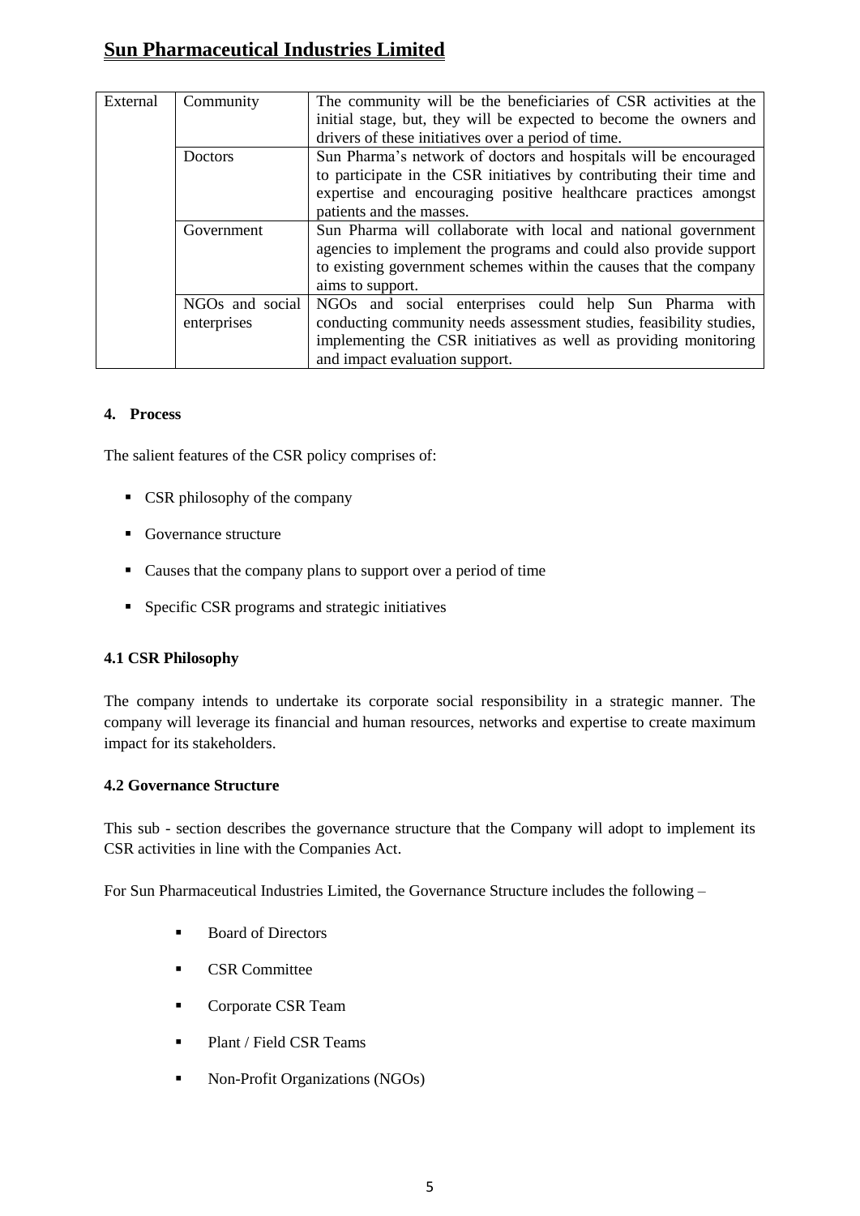| External | Community | The community will be the beneficiaries of CSR activities at the initial stage, but, they will be expected to become the owners and drivers of these initiatives over a period of time. |
|---|---|---|
| | Doctors | Sun Pharma's network of doctors and hospitals will be encouraged to participate in the CSR initiatives by contributing their time and expertise and encouraging positive healthcare practices amongst patients and the masses. |
| | Government | Sun Pharma will collaborate with local and national government agencies to implement the programs and could also provide support to existing government schemes within the causes that the company aims to support. |
| | NGOs and social enterprises | NGOs and social enterprises could help Sun Pharma with conducting community needs assessment studies, feasibility studies, implementing the CSR initiatives as well as providing monitoring and impact evaluation support. |

**4. Process**

The salient features of the CSR policy comprises of:

- CSR philosophy of the company
- Governance structure
- Causes that the company plans to support over a period of time
- Specific CSR programs and strategic initiatives

**4.1 CSR Philosophy**

The company intends to undertake its corporate social responsibility in a strategic manner. The company will leverage its financial and human resources, networks and expertise to create maximum impact for its stakeholders.

**4.2 Governance Structure**

This sub - section describes the governance structure that the Company will adopt to implement its CSR activities in line with the Companies Act.

For Sun Pharmaceutical Industries Limited, the Governance Structure includes the following –

- Board of Directors
- CSR Committee
- Corporate CSR Team
- Plant / Field CSR Teams
- Non-Profit Organizations (NGOs)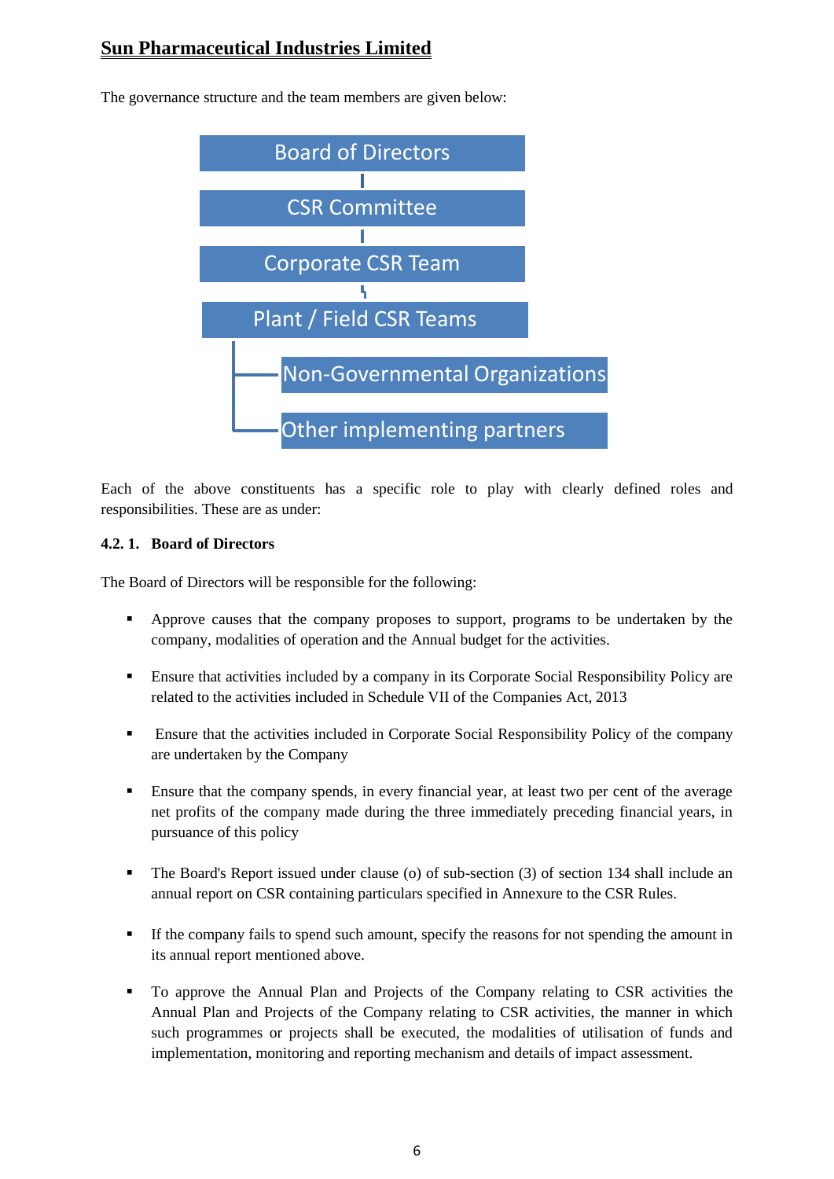## Sun Pharmaceutical Industries Limited

The governance structure and the team members are given below:

- Board of Directors
  - CSR Committee
    - Corporate CSR Team
      - Plant / Field CSR Teams
        - Non-Governmental Organizations
        - Other implementing partners

Each of the above constituents has a specific role to play with clearly defined roles and responsibilities. These are as under:

#### 4.2. 1. Board of Directors

The Board of Directors will be responsible for the following:

- Approve causes that the company proposes to support, programs to be undertaken by the company, modalities of operation and the Annual budget for the activities.
- Ensure that activities included by a company in its Corporate Social Responsibility Policy are related to the activities included in Schedule VII of the Companies Act, 2013
- Ensure that the activities included in Corporate Social Responsibility Policy of the company are undertaken by the Company
- Ensure that the company spends, in every financial year, at least two per cent of the average net profits of the company made during the three immediately preceding financial years, in pursuance of this policy
- The Board's Report issued under clause (o) of sub-section (3) of section 134 shall include an annual report on CSR containing particulars specified in Annexure to the CSR Rules.
- If the company fails to spend such amount, specify the reasons for not spending the amount in its annual report mentioned above.
- To approve the Annual Plan and Projects of the Company relating to CSR activities the Annual Plan and Projects of the Company relating to CSR activities, the manner in which such programmes or projects shall be executed, the modalities of utilisation of funds and implementation, monitoring and reporting mechanism and details of impact assessment.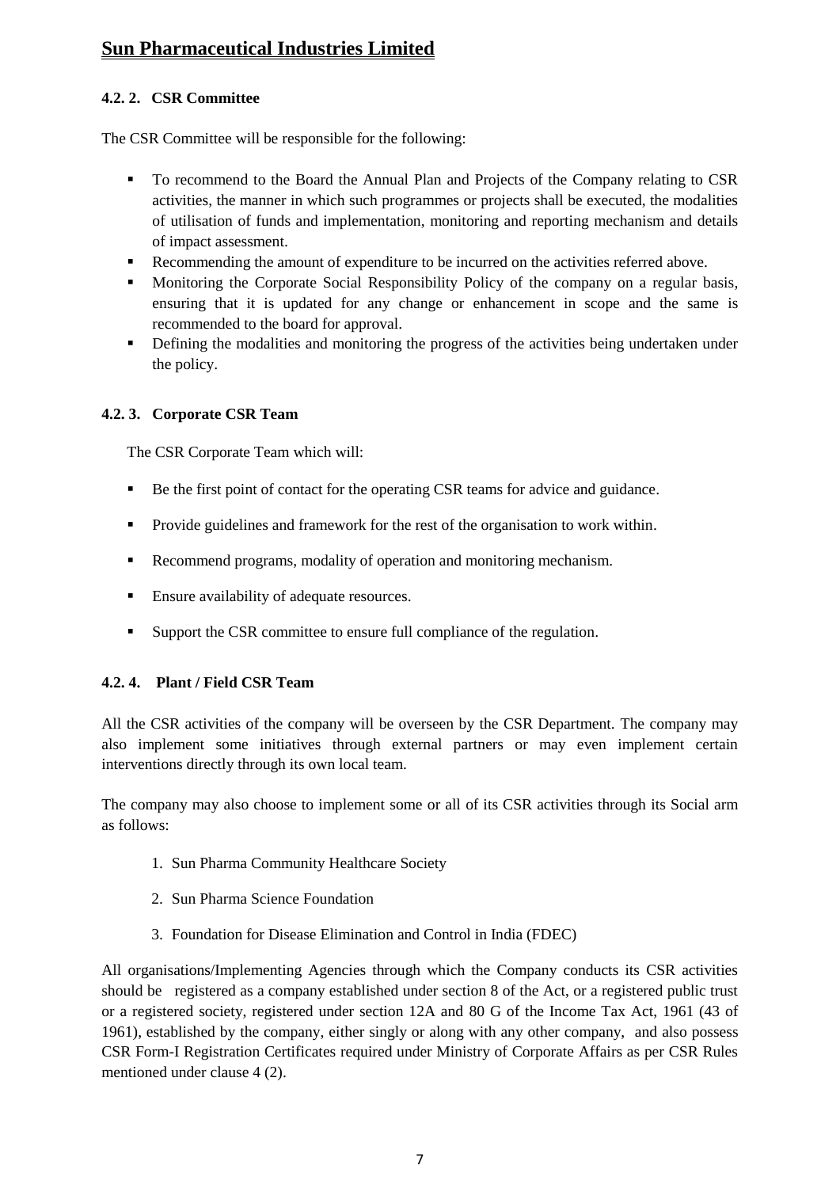#### 4.2. 2. CSR Committee

The CSR Committee will be responsible for the following:

- To recommend to the Board the Annual Plan and Projects of the Company relating to CSR activities, the manner in which such programmes or projects shall be executed, the modalities of utilisation of funds and implementation, monitoring and reporting mechanism and details of impact assessment.
- Recommending the amount of expenditure to be incurred on the activities referred above.
- Monitoring the Corporate Social Responsibility Policy of the company on a regular basis, ensuring that it is updated for any change or enhancement in scope and the same is recommended to the board for approval.
- Defining the modalities and monitoring the progress of the activities being undertaken under the policy.

#### 4.2. 3. Corporate CSR Team

The CSR Corporate Team which will:

- Be the first point of contact for the operating CSR teams for advice and guidance.
- Provide guidelines and framework for the rest of the organisation to work within.
- Recommend programs, modality of operation and monitoring mechanism.
- Ensure availability of adequate resources.
- Support the CSR committee to ensure full compliance of the regulation.

#### 4.2. 4. Plant / Field CSR Team

All the CSR activities of the company will be overseen by the CSR Department. The company may also implement some initiatives through external partners or may even implement certain interventions directly through its own local team.

The company may also choose to implement some or all of its CSR activities through its Social arm as follows:

1. Sun Pharma Community Healthcare Society
2. Sun Pharma Science Foundation
3. Foundation for Disease Elimination and Control in India (FDEC)

All organisations/Implementing Agencies through which the Company conducts its CSR activities should be registered as a company established under section 8 of the Act, or a registered public trust or a registered society, registered under section 12A and 80 G of the Income Tax Act, 1961 (43 of 1961), established by the company, either singly or along with any other company, and also possess CSR Form-I Registration Certificates required under Ministry of Corporate Affairs as per CSR Rules mentioned under clause 4 (2).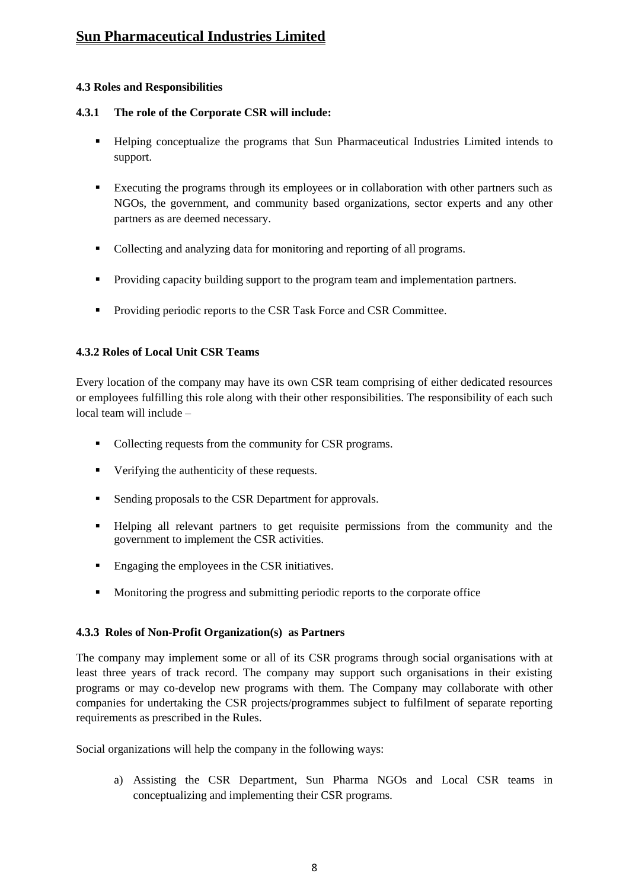#### 4.3 Roles and Responsibilities

#### 4.3.1 The role of the Corporate CSR will include:

- Helping conceptualize the programs that Sun Pharmaceutical Industries Limited intends to support.
- Executing the programs through its employees or in collaboration with other partners such as NGOs, the government, and community based organizations, sector experts and any other partners as are deemed necessary.
- Collecting and analyzing data for monitoring and reporting of all programs.
- Providing capacity building support to the program team and implementation partners.
- Providing periodic reports to the CSR Task Force and CSR Committee.

#### 4.3.2 Roles of Local Unit CSR Teams

Every location of the company may have its own CSR team comprising of either dedicated resources or employees fulfilling this role along with their other responsibilities. The responsibility of each such local team will include –

- Collecting requests from the community for CSR programs.
- Verifying the authenticity of these requests.
- Sending proposals to the CSR Department for approvals.
- Helping all relevant partners to get requisite permissions from the community and the government to implement the CSR activities.
- Engaging the employees in the CSR initiatives.
- Monitoring the progress and submitting periodic reports to the corporate office

#### 4.3.3 Roles of Non-Profit Organization(s) as Partners

The company may implement some or all of its CSR programs through social organisations with at least three years of track record. The company may support such organisations in their existing programs or may co-develop new programs with them. The Company may collaborate with other companies for undertaking the CSR projects/programmes subject to fulfilment of separate reporting requirements as prescribed in the Rules.

Social organizations will help the company in the following ways:

a) Assisting the CSR Department, Sun Pharma NGOs and Local CSR teams in conceptualizing and implementing their CSR programs.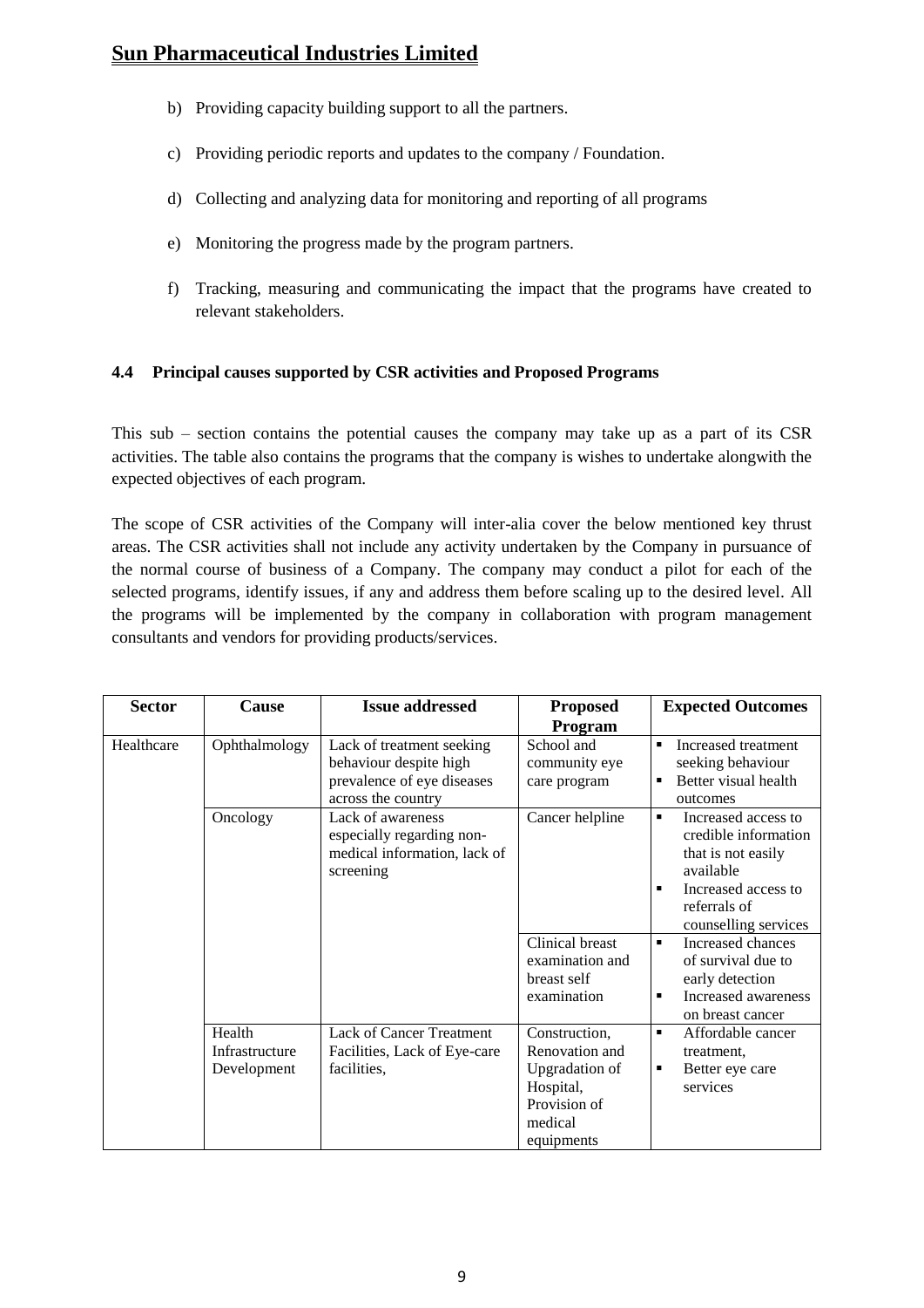b) Providing capacity building support to all the partners.

c) Providing periodic reports and updates to the company / Foundation.

d) Collecting and analyzing data for monitoring and reporting of all programs

e) Monitoring the progress made by the program partners.

f) Tracking, measuring and communicating the impact that the programs have created to relevant stakeholders.

### 4.4 Principal causes supported by CSR activities and Proposed Programs

This sub – section contains the potential causes the company may take up as a part of its CSR activities. The table also contains the programs that the company is wishes to undertake alongwith the expected objectives of each program.

The scope of CSR activities of the Company will inter-alia cover the below mentioned key thrust areas. The CSR activities shall not include any activity undertaken by the Company in pursuance of the normal course of business of a Company. The company may conduct a pilot for each of the selected programs, identify issues, if any and address them before scaling up to the desired level. All the programs will be implemented by the company in collaboration with program management consultants and vendors for providing products/services.

| Sector | Cause | Issue addressed | Proposed Program | Expected Outcomes |
|---|---|---|---|---|
| Healthcare | Ophthalmology | Lack of treatment seeking behaviour despite high prevalence of eye diseases across the country | School and community eye care program | ▪ Increased treatment seeking behaviour<br>▪ Better visual health outcomes |
| | Oncology | Lack of awareness especially regarding non-medical information, lack of screening | Cancer helpline | ▪ Increased access to credible information that is not easily available<br>▪ Increased access to referrals of counselling services |
| | | | Clinical breast examination and breast self examination | ▪ Increased chances of survival due to early detection<br>▪ Increased awareness on breast cancer |
| | Health Infrastructure Development | Lack of Cancer Treatment Facilities, Lack of Eye-care facilities, | Construction, Renovation and Upgradation of Hospital, Provision of medical equipments | ▪ Affordable cancer treatment,<br>▪ Better eye care services |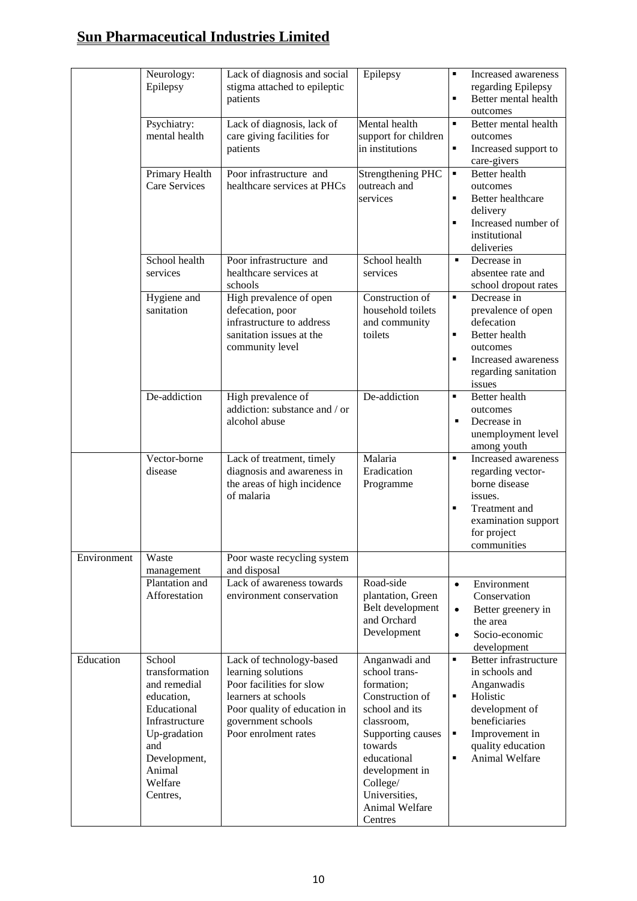## Sun Pharmaceutical Industries Limited

| | | | | |
|---|---|---|---|---|
| | Neurology: Epilepsy | Lack of diagnosis and social stigma attached to epileptic patients | Epilepsy | ▪ Increased awareness regarding Epilepsy<br>▪ Better mental health outcomes |
| | Psychiatry: mental health | Lack of diagnosis, lack of care giving facilities for patients | Mental health support for children in institutions | ▪ Better mental health outcomes<br>▪ Increased support to care-givers |
| | Primary Health Care Services | Poor infrastructure and healthcare services at PHCs | Strengthening PHC outreach and services | ▪ Better health outcomes<br>▪ Better healthcare delivery<br>▪ Increased number of institutional deliveries |
| | School health services | Poor infrastructure and healthcare services at schools | School health services | ▪ Decrease in absentee rate and school dropout rates |
| | Hygiene and sanitation | High prevalence of open defecation, poor infrastructure to address sanitation issues at the community level | Construction of household toilets and community toilets | ▪ Decrease in prevalence of open defecation<br>▪ Better health outcomes<br>▪ Increased awareness regarding sanitation issues |
| | De-addiction | High prevalence of addiction: substance and / or alcohol abuse | De-addiction | ▪ Better health outcomes<br>▪ Decrease in unemployment level among youth |
| | Vector-borne disease | Lack of treatment, timely diagnosis and awareness in the areas of high incidence of malaria | Malaria Eradication Programme | ▪ Increased awareness regarding vector-borne disease issues.<br>▪ Treatment and examination support for project communities |
| Environment | Waste management | Poor waste recycling system and disposal | | |
| | Plantation and Afforestation | Lack of awareness towards environment conservation | Road-side plantation, Green Belt development and Orchard Development | • Environment Conservation<br>• Better greenery in the area<br>• Socio-economic development |
| Education | School transformation and remedial education, Educational Infrastructure Up-gradation and Development, Animal Welfare Centres, | Lack of technology-based learning solutions<br>Poor facilities for slow learners at schools<br>Poor quality of education in government schools<br>Poor enrolment rates | Anganwadi and school trans-formation; Construction of school and its classroom, Supporting causes towards educational development in College/ Universities, Animal Welfare Centres | ▪ Better infrastructure in schools and Anganwadis<br>▪ Holistic development of beneficiaries<br>▪ Improvement in quality education<br>▪ Animal Welfare |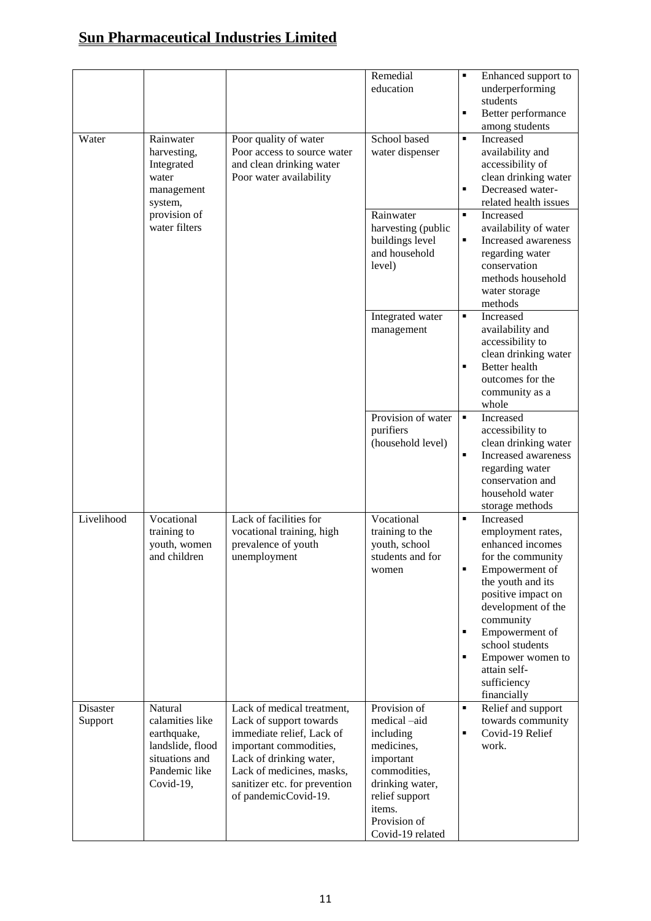## Sun Pharmaceutical Industries Limited

| | | | | |
|---|---|---|---|---|
| | | | Remedial education | ▪ Enhanced support to underperforming students<br>▪ Better performance among students |
| Water | Rainwater harvesting, Integrated water management system, provision of water filters | Poor quality of water<br>Poor access to source water and clean drinking water<br>Poor water availability | School based water dispenser | ▪ Increased availability and accessibility of clean drinking water<br>▪ Decreased water-related health issues |
| | | | Rainwater harvesting (public buildings level and household level) | ▪ Increased availability of water<br>▪ Increased awareness regarding water conservation methods household water storage methods |
| | | | Integrated water management | ▪ Increased availability and accessibility to clean drinking water<br>▪ Better health outcomes for the community as a whole |
| | | | Provision of water purifiers (household level) | ▪ Increased accessibility to clean drinking water<br>▪ Increased awareness regarding water conservation and household water storage methods |
| Livelihood | Vocational training to youth, women and children | Lack of facilities for vocational training, high prevalence of youth unemployment | Vocational training to the youth, school students and for women | ▪ Increased employment rates, enhanced incomes for the community<br>▪ Empowerment of the youth and its positive impact on development of the community<br>▪ Empowerment of school students<br>▪ Empower women to attain self-sufficiency financially |
| Disaster Support | Natural calamities like earthquake, landslide, flood situations and Pandemic like Covid-19, | Lack of medical treatment, Lack of support towards immediate relief, Lack of important commodities, Lack of drinking water, Lack of medicines, masks, sanitizer etc. for prevention of pandemicCovid-19. | Provision of medical –aid including medicines, important commodities, drinking water, relief support items.<br>Provision of Covid-19 related | ▪ Relief and support towards community<br>▪ Covid-19 Relief work. |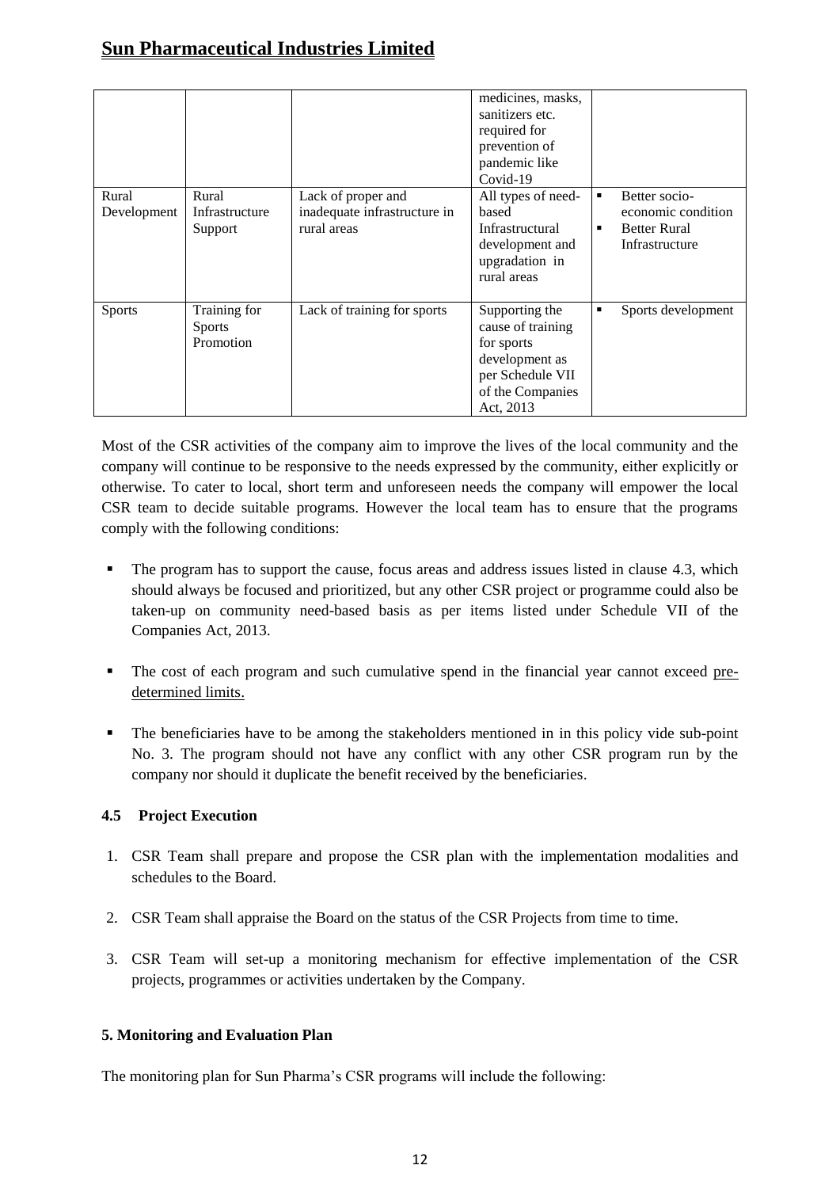| | | | medicines, masks, sanitizers etc. required for prevention of pandemic like Covid-19 | |
|---|---|---|---|---|
| Rural Development | Rural Infrastructure Support | Lack of proper and inadequate infrastructure in rural areas | All types of need-based Infrastructural development and upgradation in rural areas | ▪ Better socio-economic condition<br>▪ Better Rural Infrastructure |
| Sports | Training for Sports Promotion | Lack of training for sports | Supporting the cause of training for sports development as per Schedule VII of the Companies Act, 2013 | ▪ Sports development |

Most of the CSR activities of the company aim to improve the lives of the local community and the company will continue to be responsive to the needs expressed by the community, either explicitly or otherwise. To cater to local, short term and unforeseen needs the company will empower the local CSR team to decide suitable programs. However the local team has to ensure that the programs comply with the following conditions:

- The program has to support the cause, focus areas and address issues listed in clause 4.3, which should always be focused and prioritized, but any other CSR project or programme could also be taken-up on community need-based basis as per items listed under Schedule VII of the Companies Act, 2013.
- The cost of each program and such cumulative spend in the financial year cannot exceed pre-determined limits.
- The beneficiaries have to be among the stakeholders mentioned in in this policy vide sub-point No. 3. The program should not have any conflict with any other CSR program run by the company nor should it duplicate the benefit received by the beneficiaries.

#### 4.5 Project Execution

1. CSR Team shall prepare and propose the CSR plan with the implementation modalities and schedules to the Board.
2. CSR Team shall appraise the Board on the status of the CSR Projects from time to time.
3. CSR Team will set-up a monitoring mechanism for effective implementation of the CSR projects, programmes or activities undertaken by the Company.

### 5. Monitoring and Evaluation Plan

The monitoring plan for Sun Pharma's CSR programs will include the following: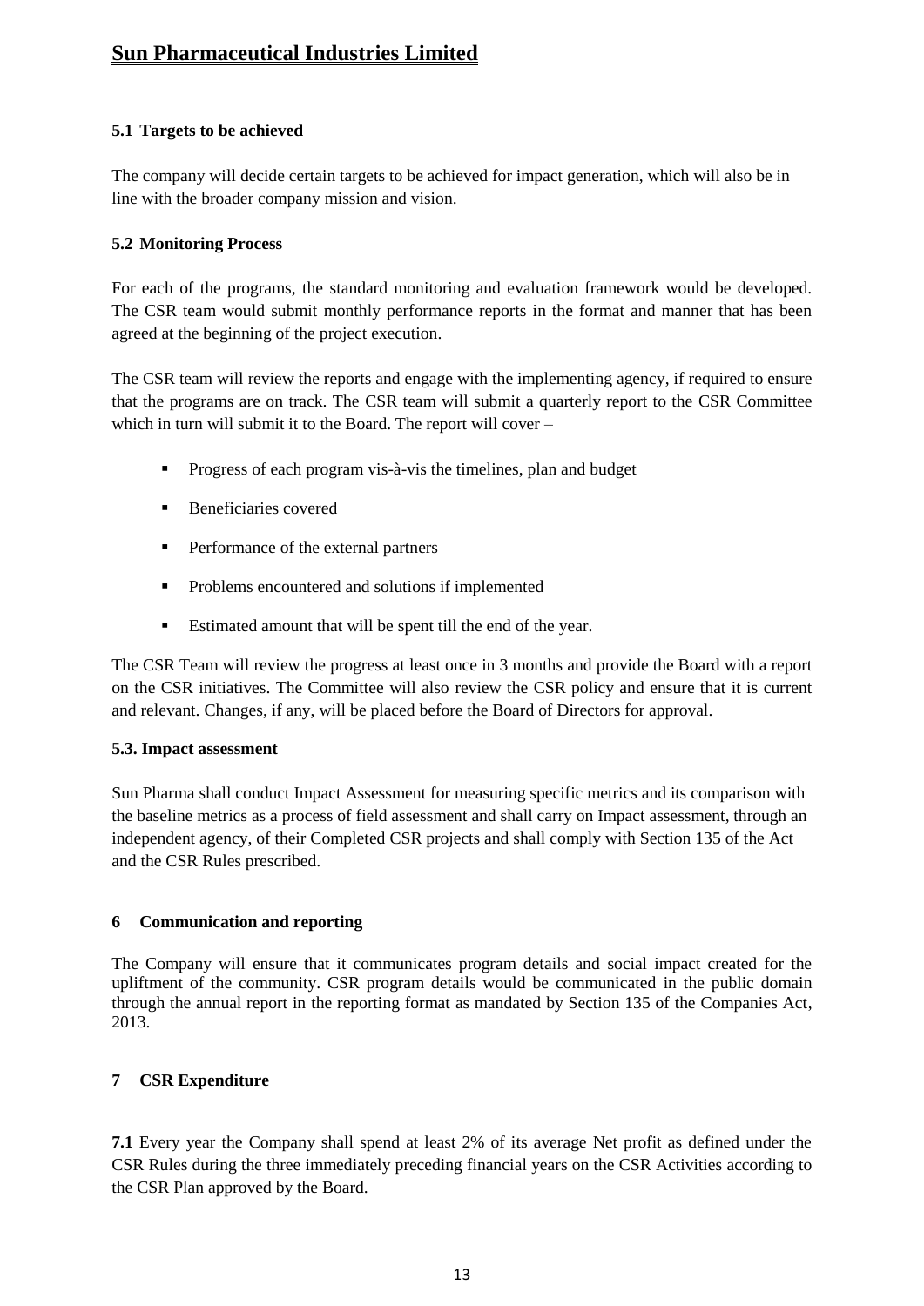### 5.1 Targets to be achieved

The company will decide certain targets to be achieved for impact generation, which will also be in line with the broader company mission and vision.

### 5.2 Monitoring Process

For each of the programs, the standard monitoring and evaluation framework would be developed. The CSR team would submit monthly performance reports in the format and manner that has been agreed at the beginning of the project execution.

The CSR team will review the reports and engage with the implementing agency, if required to ensure that the programs are on track. The CSR team will submit a quarterly report to the CSR Committee which in turn will submit it to the Board. The report will cover –

- Progress of each program vis-à-vis the timelines, plan and budget
- Beneficiaries covered
- Performance of the external partners
- Problems encountered and solutions if implemented
- Estimated amount that will be spent till the end of the year.

The CSR Team will review the progress at least once in 3 months and provide the Board with a report on the CSR initiatives. The Committee will also review the CSR policy and ensure that it is current and relevant. Changes, if any, will be placed before the Board of Directors for approval.

### 5.3. Impact assessment

Sun Pharma shall conduct Impact Assessment for measuring specific metrics and its comparison with the baseline metrics as a process of field assessment and shall carry on Impact assessment, through an independent agency, of their Completed CSR projects and shall comply with Section 135 of the Act and the CSR Rules prescribed.

## 6 Communication and reporting

The Company will ensure that it communicates program details and social impact created for the upliftment of the community. CSR program details would be communicated in the public domain through the annual report in the reporting format as mandated by Section 135 of the Companies Act, 2013.

## 7 CSR Expenditure

**7.1** Every year the Company shall spend at least 2% of its average Net profit as defined under the CSR Rules during the three immediately preceding financial years on the CSR Activities according to the CSR Plan approved by the Board.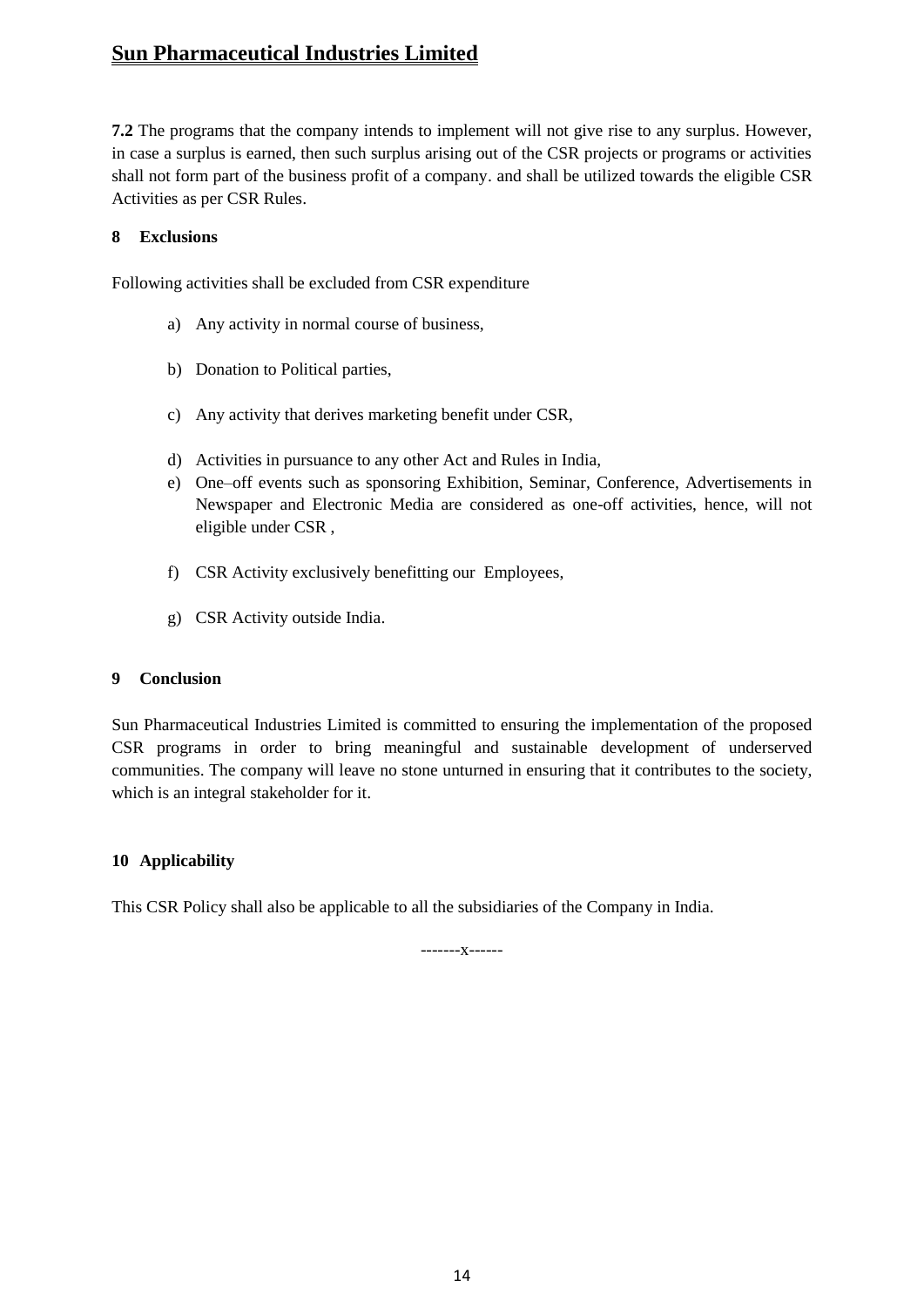**7.2** The programs that the company intends to implement will not give rise to any surplus. However, in case a surplus is earned, then such surplus arising out of the CSR projects or programs or activities shall not form part of the business profit of a company. and shall be utilized towards the eligible CSR Activities as per CSR Rules.

## 8 Exclusions

Following activities shall be excluded from CSR expenditure

a) Any activity in normal course of business,

b) Donation to Political parties,

c) Any activity that derives marketing benefit under CSR,

d) Activities in pursuance to any other Act and Rules in India,

e) One–off events such as sponsoring Exhibition, Seminar, Conference, Advertisements in Newspaper and Electronic Media are considered as one-off activities, hence, will not eligible under CSR ,

f) CSR Activity exclusively benefitting our Employees,

g) CSR Activity outside India.

## 9 Conclusion

Sun Pharmaceutical Industries Limited is committed to ensuring the implementation of the proposed CSR programs in order to bring meaningful and sustainable development of underserved communities. The company will leave no stone unturned in ensuring that it contributes to the society, which is an integral stakeholder for it.

## 10 Applicability

This CSR Policy shall also be applicable to all the subsidiaries of the Company in India.

-------x------